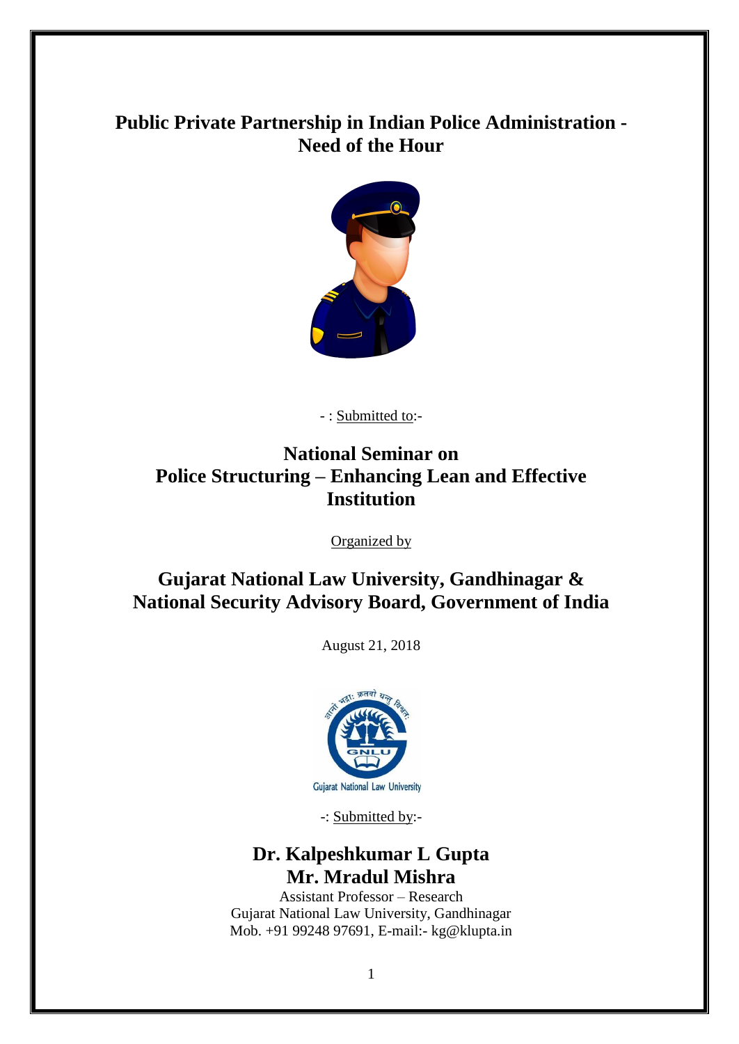# Public Private Partnership in Indian Police Administration - Need of the Hour

- : Submitted to:-

## National Seminar on Police Structuring – Enhancing Lean and Effective Institution

Organized by

## Gujarat National Law University, Gandhinagar & National Security Advisory Board, Government of India

August 21, 2018

-: Submitted by:-

### Dr. Kalpeshkumar L Gupta
### Mr. Mradul Mishra

Assistant Professor – Research
Gujarat National Law University, Gandhinagar
Mob. +91 99248 97691, E-mail:- kg@klupta.in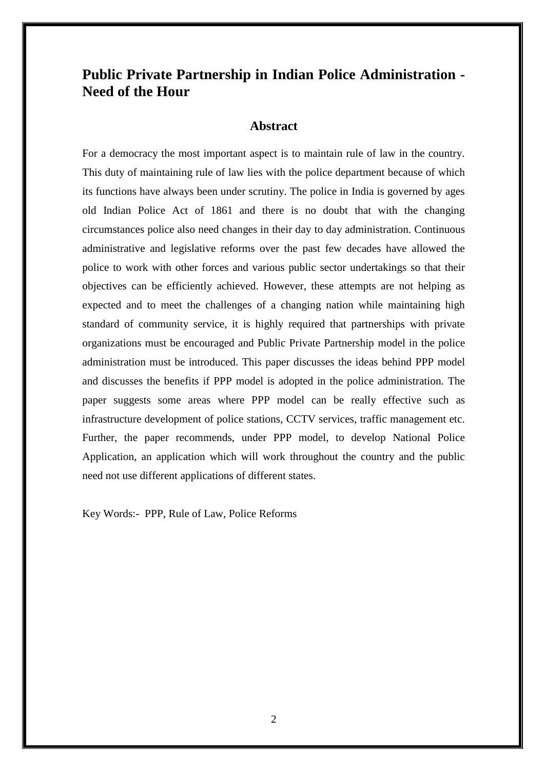## Public Private Partnership in Indian Police Administration - Need of the Hour

### Abstract

For a democracy the most important aspect is to maintain rule of law in the country. This duty of maintaining rule of law lies with the police department because of which its functions have always been under scrutiny. The police in India is governed by ages old Indian Police Act of 1861 and there is no doubt that with the changing circumstances police also need changes in their day to day administration. Continuous administrative and legislative reforms over the past few decades have allowed the police to work with other forces and various public sector undertakings so that their objectives can be efficiently achieved. However, these attempts are not helping as expected and to meet the challenges of a changing nation while maintaining high standard of community service, it is highly required that partnerships with private organizations must be encouraged and Public Private Partnership model in the police administration must be introduced. This paper discusses the ideas behind PPP model and discusses the benefits if PPP model is adopted in the police administration. The paper suggests some areas where PPP model can be really effective such as infrastructure development of police stations, CCTV services, traffic management etc. Further, the paper recommends, under PPP model, to develop National Police Application, an application which will work throughout the country and the public need not use different applications of different states.

Key Words:- PPP, Rule of Law, Police Reforms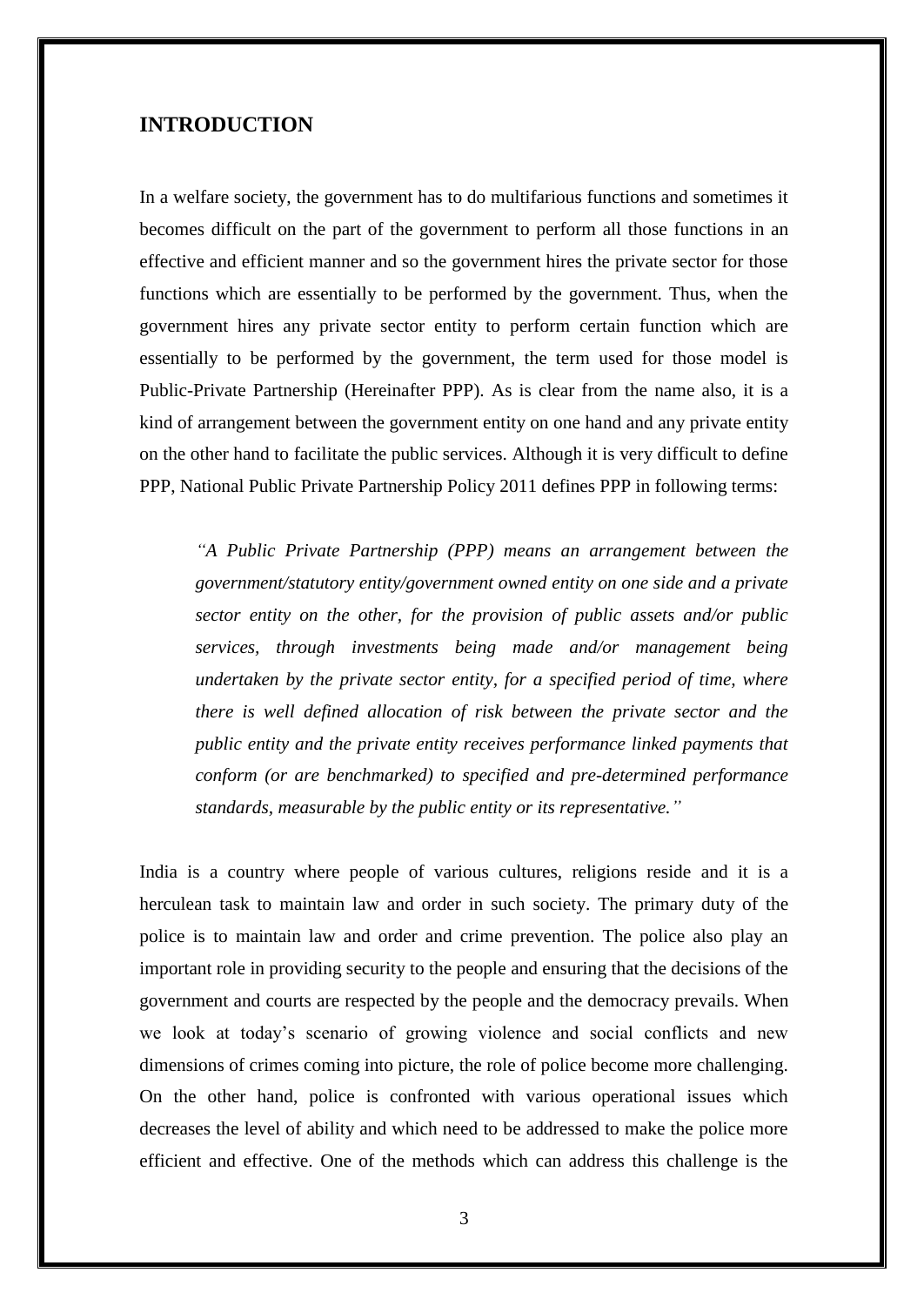## INTRODUCTION

In a welfare society, the government has to do multifarious functions and sometimes it becomes difficult on the part of the government to perform all those functions in an effective and efficient manner and so the government hires the private sector for those functions which are essentially to be performed by the government. Thus, when the government hires any private sector entity to perform certain function which are essentially to be performed by the government, the term used for those model is Public-Private Partnership (Hereinafter PPP). As is clear from the name also, it is a kind of arrangement between the government entity on one hand and any private entity on the other hand to facilitate the public services. Although it is very difficult to define PPP, National Public Private Partnership Policy 2011 defines PPP in following terms:

> *"A Public Private Partnership (PPP) means an arrangement between the government/statutory entity/government owned entity on one side and a private sector entity on the other, for the provision of public assets and/or public services, through investments being made and/or management being undertaken by the private sector entity, for a specified period of time, where there is well defined allocation of risk between the private sector and the public entity and the private entity receives performance linked payments that conform (or are benchmarked) to specified and pre-determined performance standards, measurable by the public entity or its representative."*

India is a country where people of various cultures, religions reside and it is a herculean task to maintain law and order in such society. The primary duty of the police is to maintain law and order and crime prevention. The police also play an important role in providing security to the people and ensuring that the decisions of the government and courts are respected by the people and the democracy prevails. When we look at today's scenario of growing violence and social conflicts and new dimensions of crimes coming into picture, the role of police become more challenging. On the other hand, police is confronted with various operational issues which decreases the level of ability and which need to be addressed to make the police more efficient and effective. One of the methods which can address this challenge is the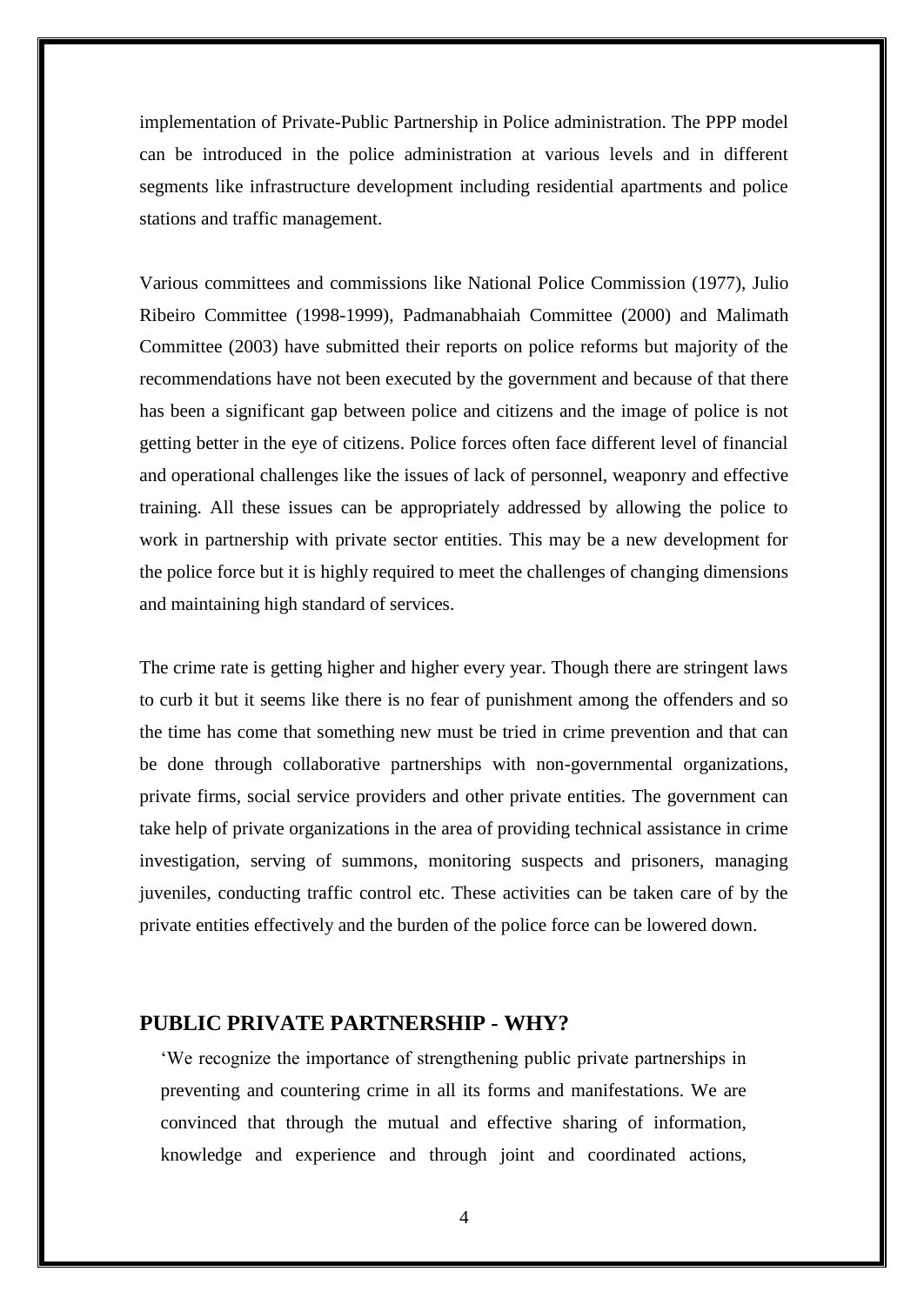implementation of Private-Public Partnership in Police administration. The PPP model can be introduced in the police administration at various levels and in different segments like infrastructure development including residential apartments and police stations and traffic management.

Various committees and commissions like National Police Commission (1977), Julio Ribeiro Committee (1998-1999), Padmanabhaiah Committee (2000) and Malimath Committee (2003) have submitted their reports on police reforms but majority of the recommendations have not been executed by the government and because of that there has been a significant gap between police and citizens and the image of police is not getting better in the eye of citizens. Police forces often face different level of financial and operational challenges like the issues of lack of personnel, weaponry and effective training. All these issues can be appropriately addressed by allowing the police to work in partnership with private sector entities. This may be a new development for the police force but it is highly required to meet the challenges of changing dimensions and maintaining high standard of services.

The crime rate is getting higher and higher every year. Though there are stringent laws to curb it but it seems like there is no fear of punishment among the offenders and so the time has come that something new must be tried in crime prevention and that can be done through collaborative partnerships with non-governmental organizations, private firms, social service providers and other private entities. The government can take help of private organizations in the area of providing technical assistance in crime investigation, serving of summons, monitoring suspects and prisoners, managing juveniles, conducting traffic control etc. These activities can be taken care of by the private entities effectively and the burden of the police force can be lowered down.

## PUBLIC PRIVATE PARTNERSHIP - WHY?

> 'We recognize the importance of strengthening public private partnerships in preventing and countering crime in all its forms and manifestations. We are convinced that through the mutual and effective sharing of information, knowledge and experience and through joint and coordinated actions,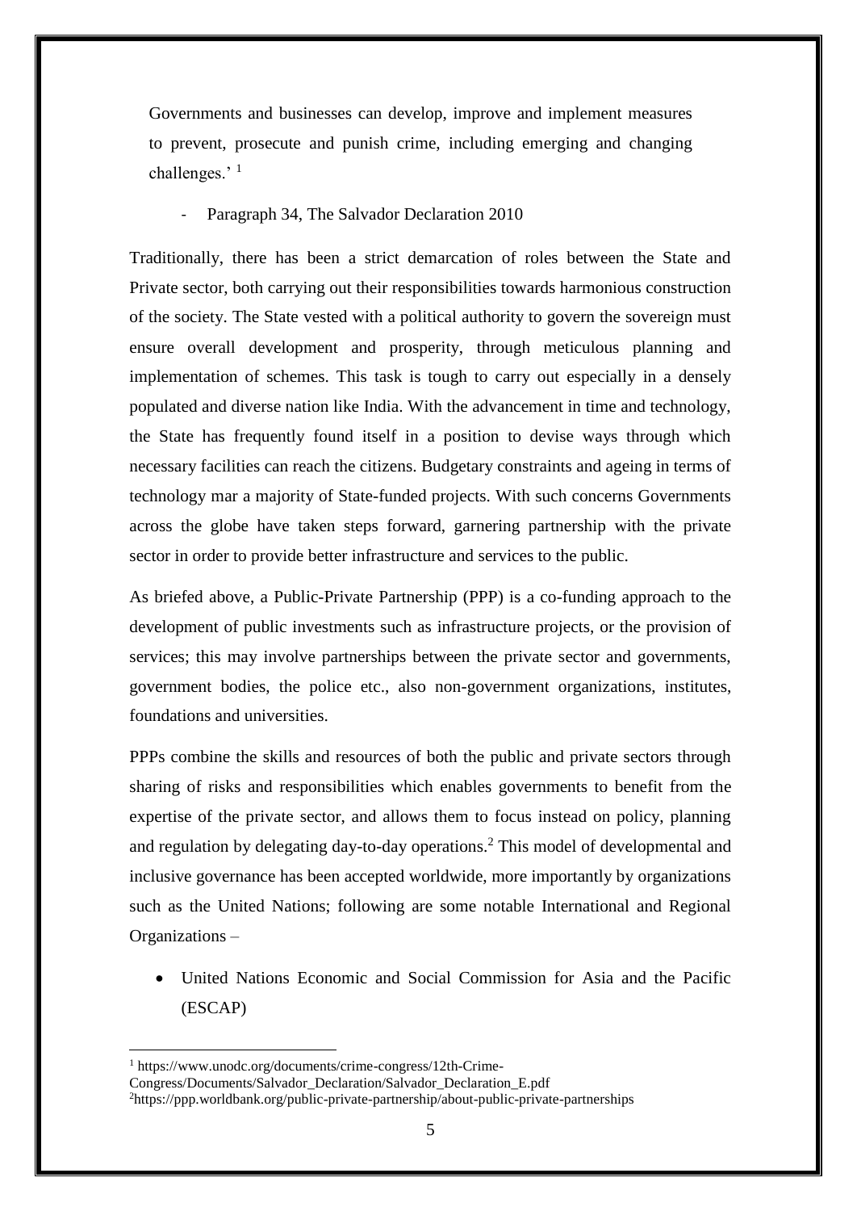Governments and businesses can develop, improve and implement measures to prevent, prosecute and punish crime, including emerging and changing challenges.' [1]

- Paragraph 34, The Salvador Declaration 2010

Traditionally, there has been a strict demarcation of roles between the State and Private sector, both carrying out their responsibilities towards harmonious construction of the society. The State vested with a political authority to govern the sovereign must ensure overall development and prosperity, through meticulous planning and implementation of schemes. This task is tough to carry out especially in a densely populated and diverse nation like India. With the advancement in time and technology, the State has frequently found itself in a position to devise ways through which necessary facilities can reach the citizens. Budgetary constraints and ageing in terms of technology mar a majority of State-funded projects. With such concerns Governments across the globe have taken steps forward, garnering partnership with the private sector in order to provide better infrastructure and services to the public.

As briefed above, a Public-Private Partnership (PPP) is a co-funding approach to the development of public investments such as infrastructure projects, or the provision of services; this may involve partnerships between the private sector and governments, government bodies, the police etc., also non-government organizations, institutes, foundations and universities.

PPPs combine the skills and resources of both the public and private sectors through sharing of risks and responsibilities which enables governments to benefit from the expertise of the private sector, and allows them to focus instead on policy, planning and regulation by delegating day-to-day operations.[2] This model of developmental and inclusive governance has been accepted worldwide, more importantly by organizations such as the United Nations; following are some notable International and Regional Organizations –

- United Nations Economic and Social Commission for Asia and the Pacific (ESCAP)

---

[1] https://www.unodc.org/documents/crime-congress/12th-Crime-Congress/Documents/Salvador_Declaration/Salvador_Declaration_E.pdf

[2] https://ppp.worldbank.org/public-private-partnership/about-public-private-partnerships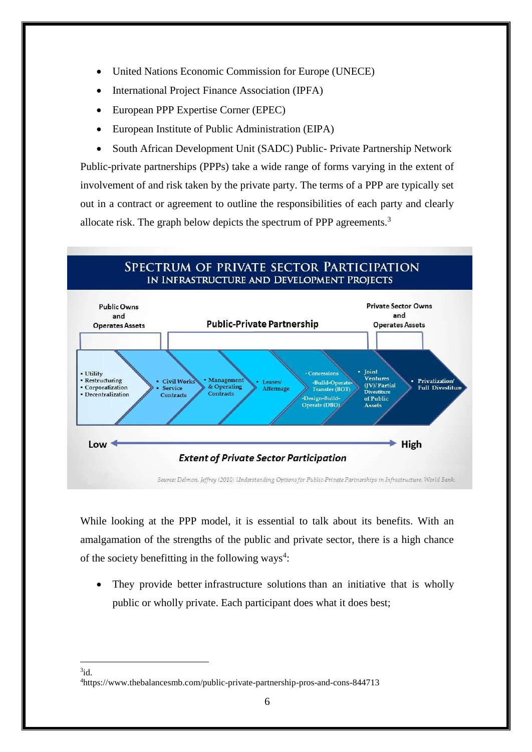- United Nations Economic Commission for Europe (UNECE)
- International Project Finance Association (IPFA)
- European PPP Expertise Corner (EPEC)
- European Institute of Public Administration (EIPA)
- South African Development Unit (SADC) Public- Private Partnership Network

Public-private partnerships (PPPs) take a wide range of forms varying in the extent of involvement of and risk taken by the private party. The terms of a PPP are typically set out in a contract or agreement to outline the responsibilities of each party and clearly allocate risk. The graph below depicts the spectrum of PPP agreements.[3]

**SPECTRUM OF PRIVATE SECTOR PARTICIPATION IN INFRASTRUCTURE AND DEVELOPMENT PROJECTS**

| Public Owns and Operates Assets | Public-Private Partnership | | | | | Private Sector Owns and Operates Assets |
|---|---|---|---|---|---|---|
| • Utility Restructuring • Corporatization • Decentralization | • Civil Works • Service Contracts | • Management & Operating Contracts | • Leases/ Affermage | • Concessions • Build-Operate-Transfer (BOT) • Design-Build-Operate (DBO) | • Joint Ventures (JV)/ Partial Divestiture of Public Assets | • Privatization/ Full Divestiture |

Low ← → High

*Extent of Private Sector Participation*

*Source: Delmon, Jeffrey (2010) Understanding Options for Public-Private Partnerships in Infrastructure. World Bank.*

While looking at the PPP model, it is essential to talk about its benefits. With an amalgamation of the strengths of the public and private sector, there is a high chance of the society benefitting in the following ways[4]:

- They provide better infrastructure solutions than an initiative that is wholly public or wholly private. Each participant does what it does best;

---

[3]id.

[4]https://www.thebalancesmb.com/public-private-partnership-pros-and-cons-844713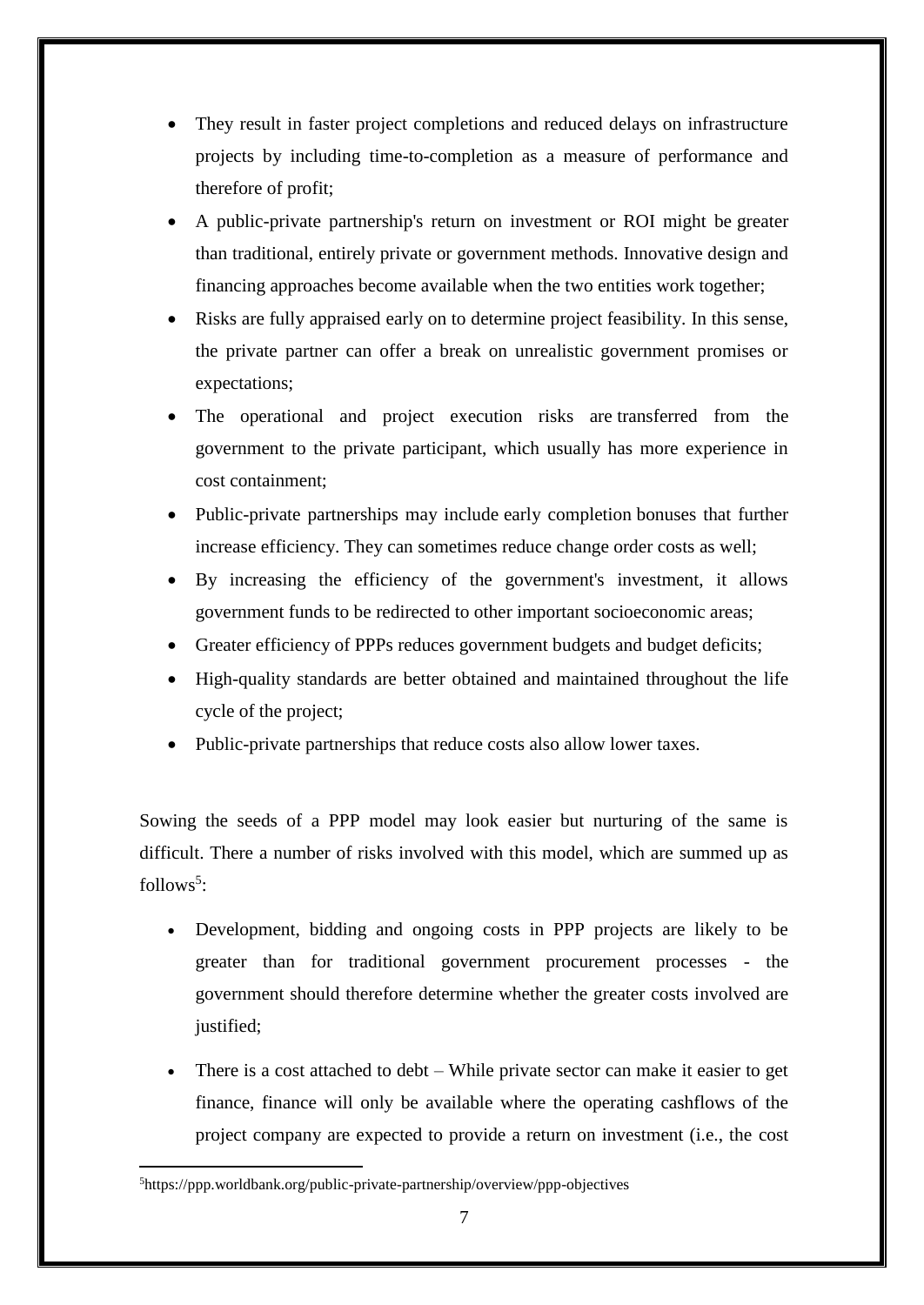- They result in faster project completions and reduced delays on infrastructure projects by including time-to-completion as a measure of performance and therefore of profit;
- A public-private partnership's return on investment or ROI might be greater than traditional, entirely private or government methods. Innovative design and financing approaches become available when the two entities work together;
- Risks are fully appraised early on to determine project feasibility. In this sense, the private partner can offer a break on unrealistic government promises or expectations;
- The operational and project execution risks are transferred from the government to the private participant, which usually has more experience in cost containment;
- Public-private partnerships may include early completion bonuses that further increase efficiency. They can sometimes reduce change order costs as well;
- By increasing the efficiency of the government's investment, it allows government funds to be redirected to other important socioeconomic areas;
- Greater efficiency of PPPs reduces government budgets and budget deficits;
- High-quality standards are better obtained and maintained throughout the life cycle of the project;
- Public-private partnerships that reduce costs also allow lower taxes.

Sowing the seeds of a PPP model may look easier but nurturing of the same is difficult. There a number of risks involved with this model, which are summed up as follows[5]:

- Development, bidding and ongoing costs in PPP projects are likely to be greater than for traditional government procurement processes - the government should therefore determine whether the greater costs involved are justified;
- There is a cost attached to debt – While private sector can make it easier to get finance, finance will only be available where the operating cashflows of the project company are expected to provide a return on investment (i.e., the cost

[5] https://ppp.worldbank.org/public-private-partnership/overview/ppp-objectives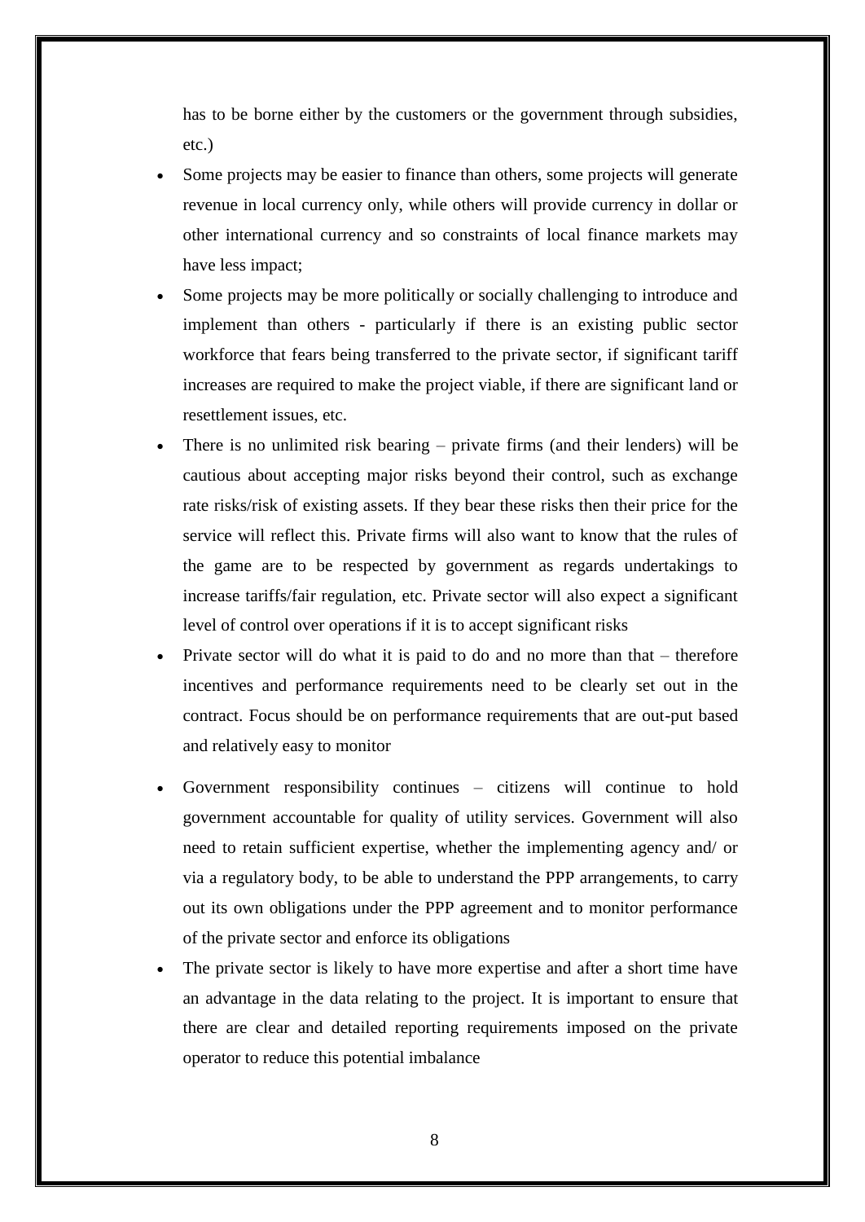has to be borne either by the customers or the government through subsidies, etc.)

- Some projects may be easier to finance than others, some projects will generate revenue in local currency only, while others will provide currency in dollar or other international currency and so constraints of local finance markets may have less impact;
- Some projects may be more politically or socially challenging to introduce and implement than others - particularly if there is an existing public sector workforce that fears being transferred to the private sector, if significant tariff increases are required to make the project viable, if there are significant land or resettlement issues, etc.
- There is no unlimited risk bearing – private firms (and their lenders) will be cautious about accepting major risks beyond their control, such as exchange rate risks/risk of existing assets. If they bear these risks then their price for the service will reflect this. Private firms will also want to know that the rules of the game are to be respected by government as regards undertakings to increase tariffs/fair regulation, etc. Private sector will also expect a significant level of control over operations if it is to accept significant risks
- Private sector will do what it is paid to do and no more than that – therefore incentives and performance requirements need to be clearly set out in the contract. Focus should be on performance requirements that are out-put based and relatively easy to monitor
- Government responsibility continues – citizens will continue to hold government accountable for quality of utility services. Government will also need to retain sufficient expertise, whether the implementing agency and/ or via a regulatory body, to be able to understand the PPP arrangements, to carry out its own obligations under the PPP agreement and to monitor performance of the private sector and enforce its obligations
- The private sector is likely to have more expertise and after a short time have an advantage in the data relating to the project. It is important to ensure that there are clear and detailed reporting requirements imposed on the private operator to reduce this potential imbalance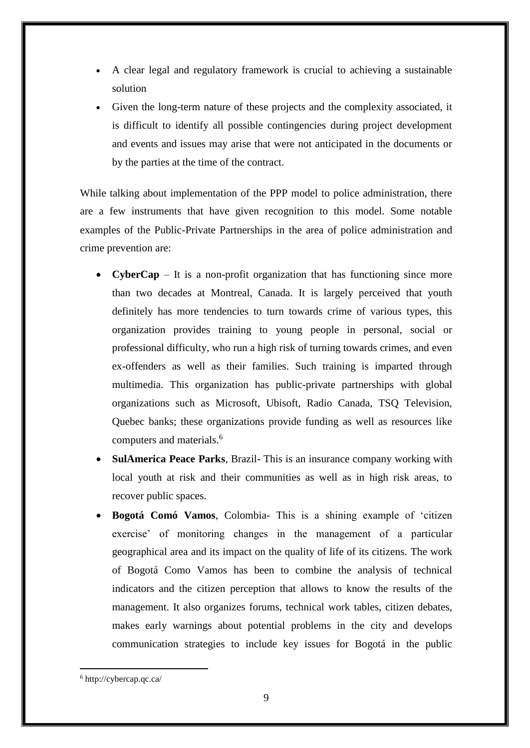- A clear legal and regulatory framework is crucial to achieving a sustainable solution
- Given the long-term nature of these projects and the complexity associated, it is difficult to identify all possible contingencies during project development and events and issues may arise that were not anticipated in the documents or by the parties at the time of the contract.

While talking about implementation of the PPP model to police administration, there are a few instruments that have given recognition to this model. Some notable examples of the Public-Private Partnerships in the area of police administration and crime prevention are:

- **CyberCap** – It is a non-profit organization that has functioning since more than two decades at Montreal, Canada. It is largely perceived that youth definitely has more tendencies to turn towards crime of various types, this organization provides training to young people in personal, social or professional difficulty, who run a high risk of turning towards crimes, and even ex-offenders as well as their families. Such training is imparted through multimedia. This organization has public-private partnerships with global organizations such as Microsoft, Ubisoft, Radio Canada, TSQ Television, Quebec banks; these organizations provide funding as well as resources like computers and materials.[6]
- **SulAmerica Peace Parks**, Brazil- This is an insurance company working with local youth at risk and their communities as well as in high risk areas, to recover public spaces.
- **Bogotá Comó Vamos**, Colombia- This is a shining example of 'citizen exercise' of monitoring changes in the management of a particular geographical area and its impact on the quality of life of its citizens. The work of Bogotá Como Vamos has been to combine the analysis of technical indicators and the citizen perception that allows to know the results of the management. It also organizes forums, technical work tables, citizen debates, makes early warnings about potential problems in the city and develops communication strategies to include key issues for Bogotá in the public

[6] http://cybercap.qc.ca/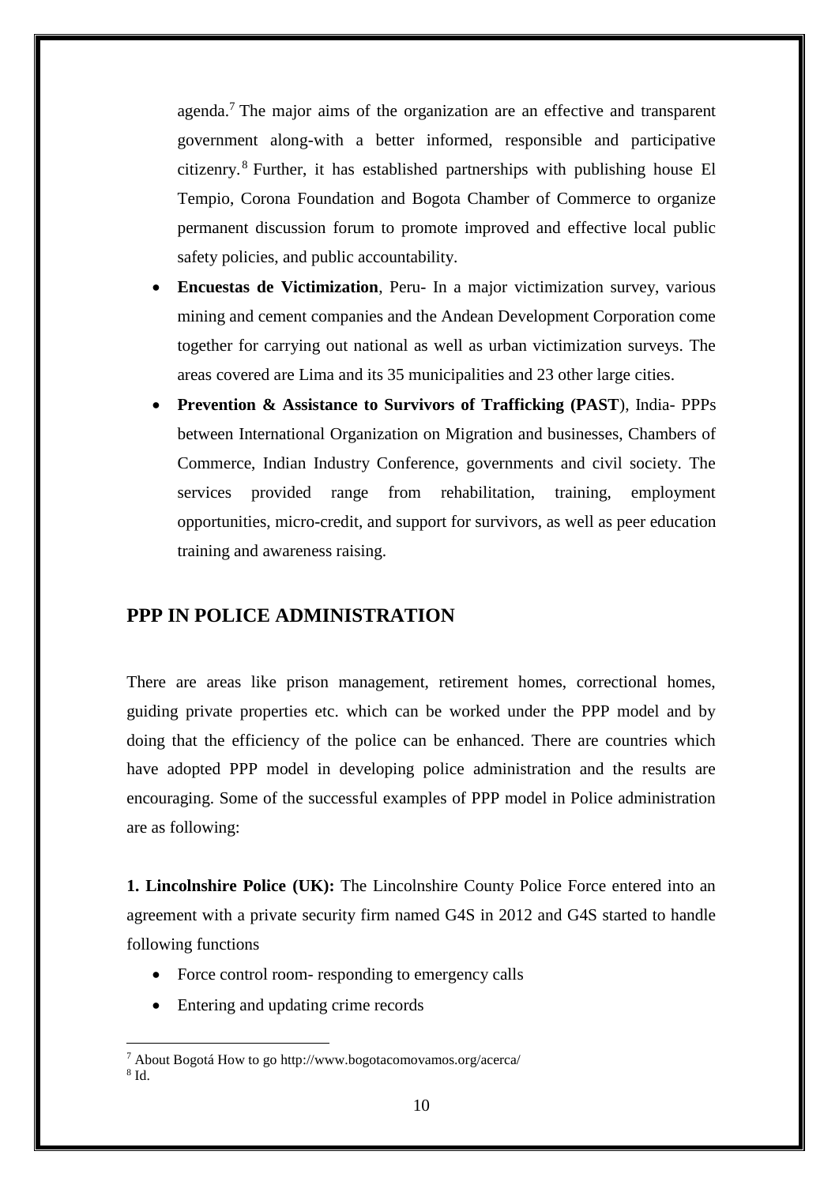agenda.[7] The major aims of the organization are an effective and transparent government along-with a better informed, responsible and participative citizenry.[8] Further, it has established partnerships with publishing house El Tempio, Corona Foundation and Bogota Chamber of Commerce to organize permanent discussion forum to promote improved and effective local public safety policies, and public accountability.

- **Encuestas de Victimization**, Peru- In a major victimization survey, various mining and cement companies and the Andean Development Corporation come together for carrying out national as well as urban victimization surveys. The areas covered are Lima and its 35 municipalities and 23 other large cities.
- **Prevention & Assistance to Survivors of Trafficking (PAST**), India- PPPs between International Organization on Migration and businesses, Chambers of Commerce, Indian Industry Conference, governments and civil society. The services provided range from rehabilitation, training, employment opportunities, micro-credit, and support for survivors, as well as peer education training and awareness raising.

## PPP IN POLICE ADMINISTRATION

There are areas like prison management, retirement homes, correctional homes, guiding private properties etc. which can be worked under the PPP model and by doing that the efficiency of the police can be enhanced. There are countries which have adopted PPP model in developing police administration and the results are encouraging. Some of the successful examples of PPP model in Police administration are as following:

**1. Lincolnshire Police (UK):** The Lincolnshire County Police Force entered into an agreement with a private security firm named G4S in 2012 and G4S started to handle following functions

- Force control room- responding to emergency calls
- Entering and updating crime records

---

[7] About Bogotá How to go http://www.bogotacomovamos.org/acerca/

[8] Id.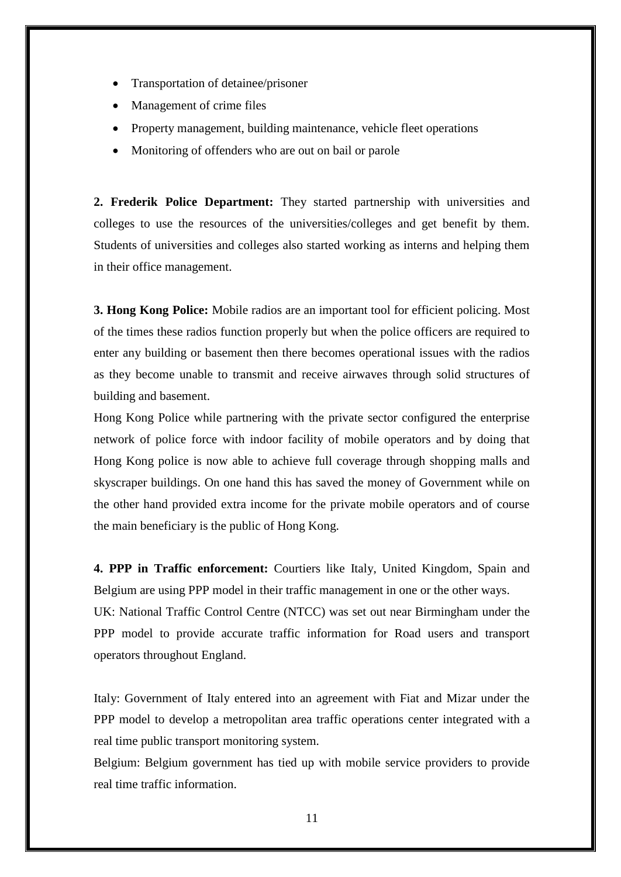- Transportation of detainee/prisoner
- Management of crime files
- Property management, building maintenance, vehicle fleet operations
- Monitoring of offenders who are out on bail or parole

**2. Frederik Police Department:** They started partnership with universities and colleges to use the resources of the universities/colleges and get benefit by them. Students of universities and colleges also started working as interns and helping them in their office management.

**3. Hong Kong Police:** Mobile radios are an important tool for efficient policing. Most of the times these radios function properly but when the police officers are required to enter any building or basement then there becomes operational issues with the radios as they become unable to transmit and receive airwaves through solid structures of building and basement.

Hong Kong Police while partnering with the private sector configured the enterprise network of police force with indoor facility of mobile operators and by doing that Hong Kong police is now able to achieve full coverage through shopping malls and skyscraper buildings. On one hand this has saved the money of Government while on the other hand provided extra income for the private mobile operators and of course the main beneficiary is the public of Hong Kong.

**4. PPP in Traffic enforcement:** Courtiers like Italy, United Kingdom, Spain and Belgium are using PPP model in their traffic management in one or the other ways.

UK: National Traffic Control Centre (NTCC) was set out near Birmingham under the PPP model to provide accurate traffic information for Road users and transport operators throughout England.

Italy: Government of Italy entered into an agreement with Fiat and Mizar under the PPP model to develop a metropolitan area traffic operations center integrated with a real time public transport monitoring system.

Belgium: Belgium government has tied up with mobile service providers to provide real time traffic information.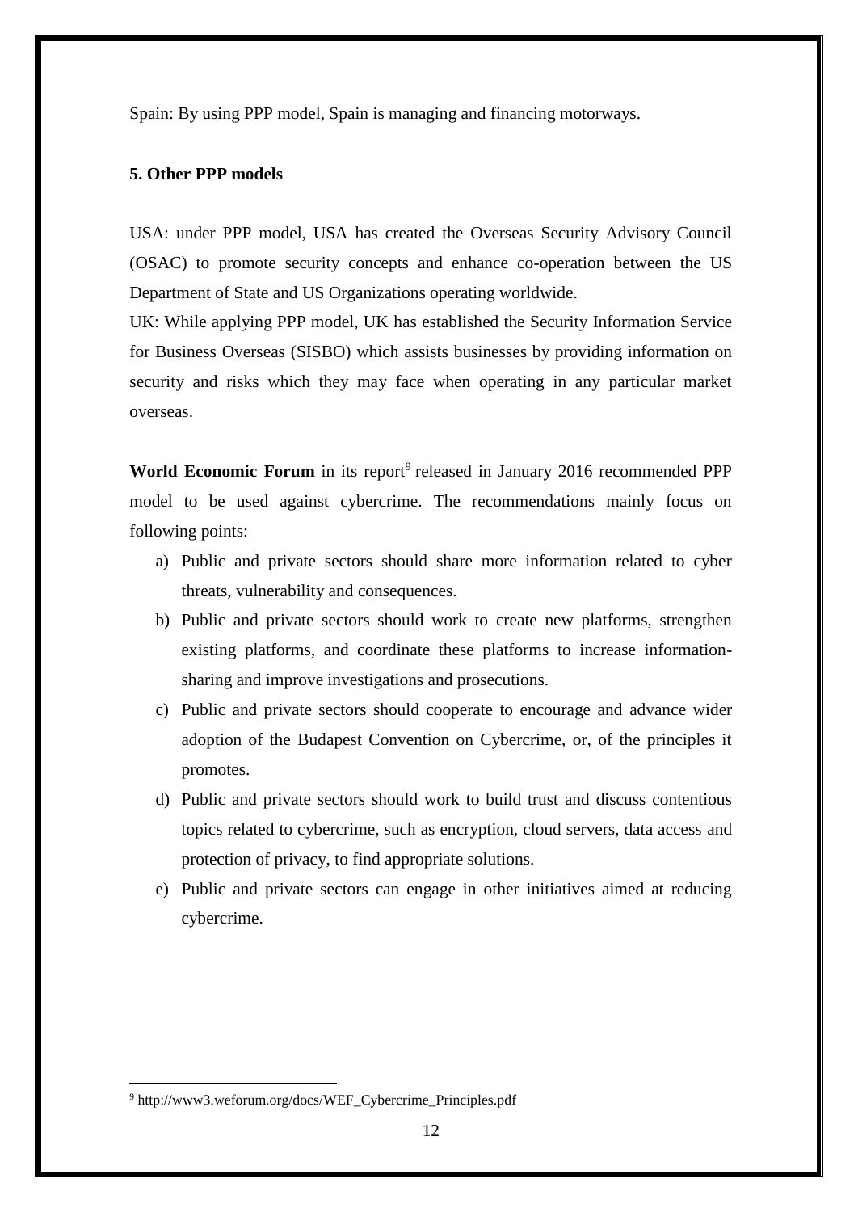Spain: By using PPP model, Spain is managing and financing motorways.

### 5. Other PPP models

USA: under PPP model, USA has created the Overseas Security Advisory Council (OSAC) to promote security concepts and enhance co-operation between the US Department of State and US Organizations operating worldwide.

UK: While applying PPP model, UK has established the Security Information Service for Business Overseas (SISBO) which assists businesses by providing information on security and risks which they may face when operating in any particular market overseas.

**World Economic Forum** in its report[9] released in January 2016 recommended PPP model to be used against cybercrime. The recommendations mainly focus on following points:

a) Public and private sectors should share more information related to cyber threats, vulnerability and consequences.

b) Public and private sectors should work to create new platforms, strengthen existing platforms, and coordinate these platforms to increase information-sharing and improve investigations and prosecutions.

c) Public and private sectors should cooperate to encourage and advance wider adoption of the Budapest Convention on Cybercrime, or, of the principles it promotes.

d) Public and private sectors should work to build trust and discuss contentious topics related to cybercrime, such as encryption, cloud servers, data access and protection of privacy, to find appropriate solutions.

e) Public and private sectors can engage in other initiatives aimed at reducing cybercrime.

---

[9] http://www3.weforum.org/docs/WEF_Cybercrime_Principles.pdf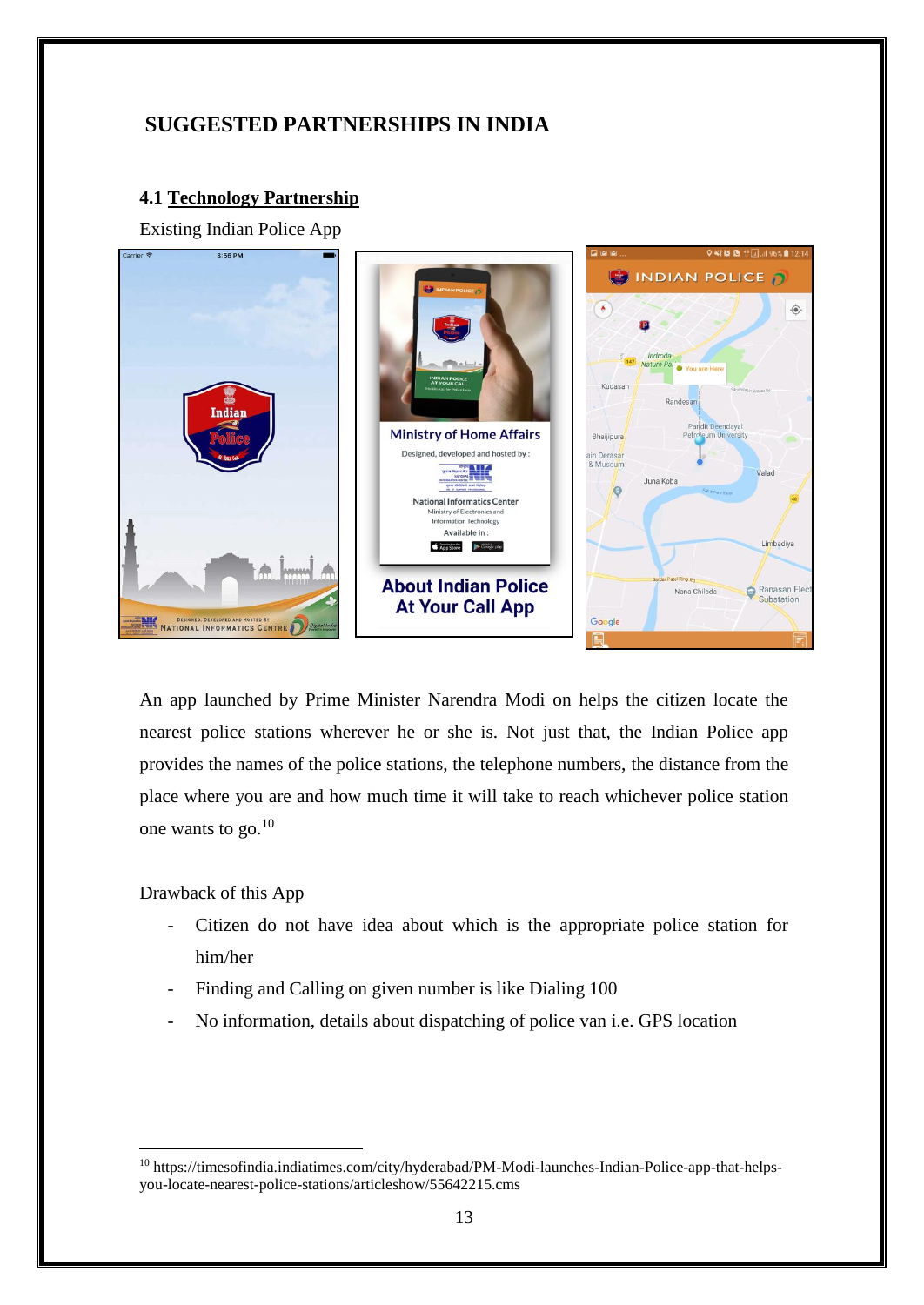## SUGGESTED PARTNERSHIPS IN INDIA

### 4.1 Technology Partnership

Existing Indian Police App

An app launched by Prime Minister Narendra Modi on helps the citizen locate the nearest police stations wherever he or she is. Not just that, the Indian Police app provides the names of the police stations, the telephone numbers, the distance from the place where you are and how much time it will take to reach whichever police station one wants to go.[10]

Drawback of this App

- Citizen do not have idea about which is the appropriate police station for him/her
- Finding and Calling on given number is like Dialing 100
- No information, details about dispatching of police van i.e. GPS location

[10] https://timesofindia.indiatimes.com/city/hyderabad/PM-Modi-launches-Indian-Police-app-that-helps-you-locate-nearest-police-stations/articleshow/55642215.cms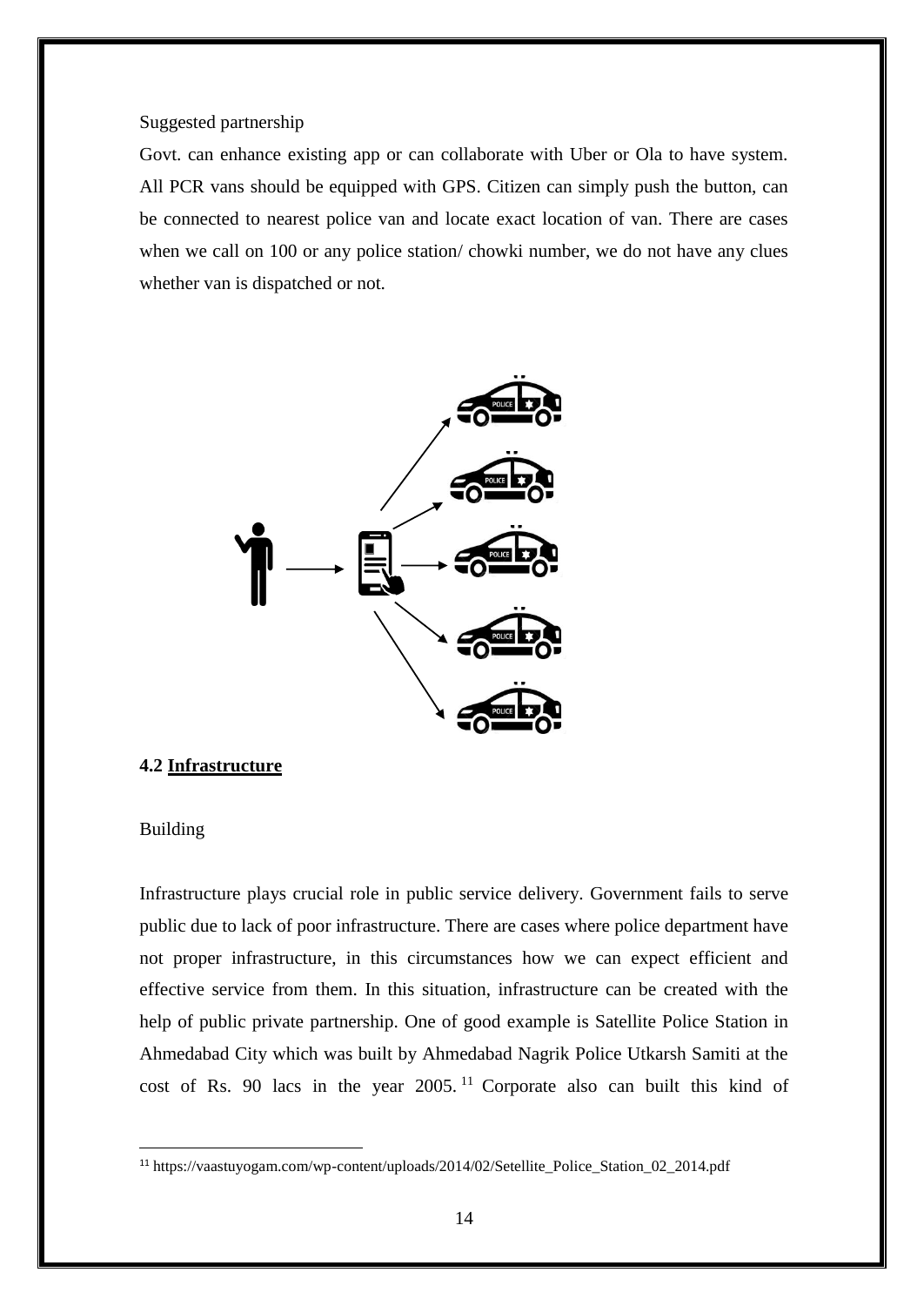Suggested partnership

Govt. can enhance existing app or can collaborate with Uber or Ola to have system. All PCR vans should be equipped with GPS. Citizen can simply push the button, can be connected to nearest police van and locate exact location of van. There are cases when we call on 100 or any police station/ chowki number, we do not have any clues whether van is dispatched or not.

### 4.2 <u>Infrastructure</u>

Building

Infrastructure plays crucial role in public service delivery. Government fails to serve public due to lack of poor infrastructure. There are cases where police department have not proper infrastructure, in this circumstances how we can expect efficient and effective service from them. In this situation, infrastructure can be created with the help of public private partnership. One of good example is Satellite Police Station in Ahmedabad City which was built by Ahmedabad Nagrik Police Utkarsh Samiti at the cost of Rs. 90 lacs in the year 2005.[11] Corporate also can built this kind of

[11] https://vaastuyogam.com/wp-content/uploads/2014/02/Setellite_Police_Station_02_2014.pdf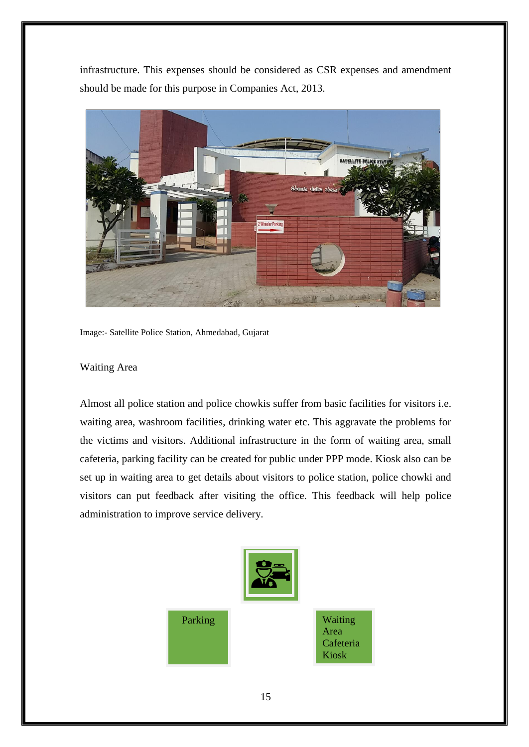infrastructure. This expenses should be considered as CSR expenses and amendment should be made for this purpose in Companies Act, 2013.

Image:- Satellite Police Station, Ahmedabad, Gujarat

## Waiting Area

Almost all police station and police chowkis suffer from basic facilities for visitors i.e. waiting area, washroom facilities, drinking water etc. This aggravate the problems for the victims and visitors. Additional infrastructure in the form of waiting area, small cafeteria, parking facility can be created for public under PPP mode. Kiosk also can be set up in waiting area to get details about visitors to police station, police chowki and visitors can put feedback after visiting the office. This feedback will help police administration to improve service delivery.

Parking

Waiting Area
Cafeteria
Kiosk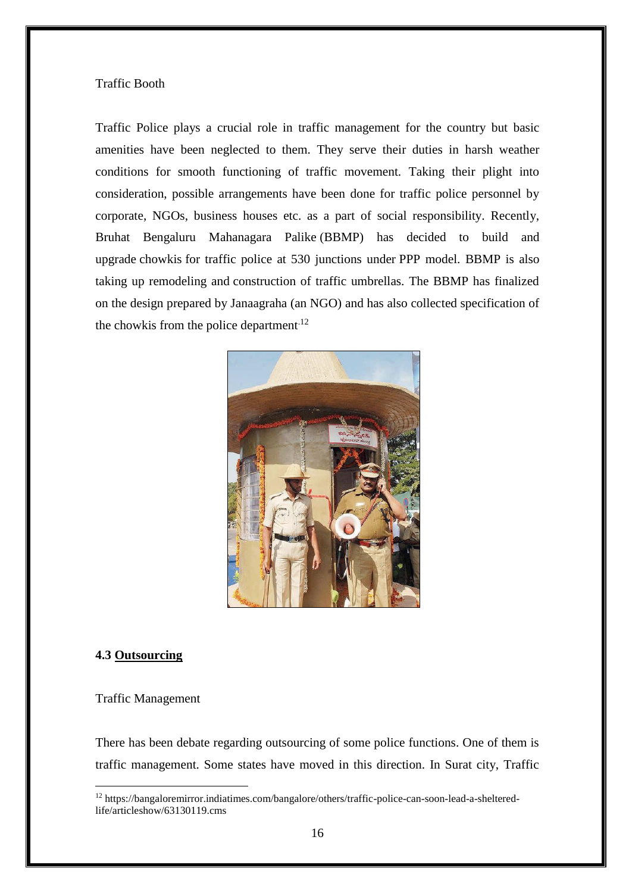Traffic Booth

Traffic Police plays a crucial role in traffic management for the country but basic amenities have been neglected to them. They serve their duties in harsh weather conditions for smooth functioning of traffic movement. Taking their plight into consideration, possible arrangements have been done for traffic police personnel by corporate, NGOs, business houses etc. as a part of social responsibility. Recently, Bruhat Bengaluru Mahanagara Palike (BBMP) has decided to build and upgrade chowkis for traffic police at 530 junctions under PPP model. BBMP is also taking up remodeling and construction of traffic umbrellas. The BBMP has finalized on the design prepared by Janaagraha (an NGO) and has also collected specification of the chowkis from the police department.[12]

### 4.3 <u>Outsourcing</u>

Traffic Management

There has been debate regarding outsourcing of some police functions. One of them is traffic management. Some states have moved in this direction. In Surat city, Traffic

[12] https://bangaloremirror.indiatimes.com/bangalore/others/traffic-police-can-soon-lead-a-sheltered-life/articleshow/63130119.cms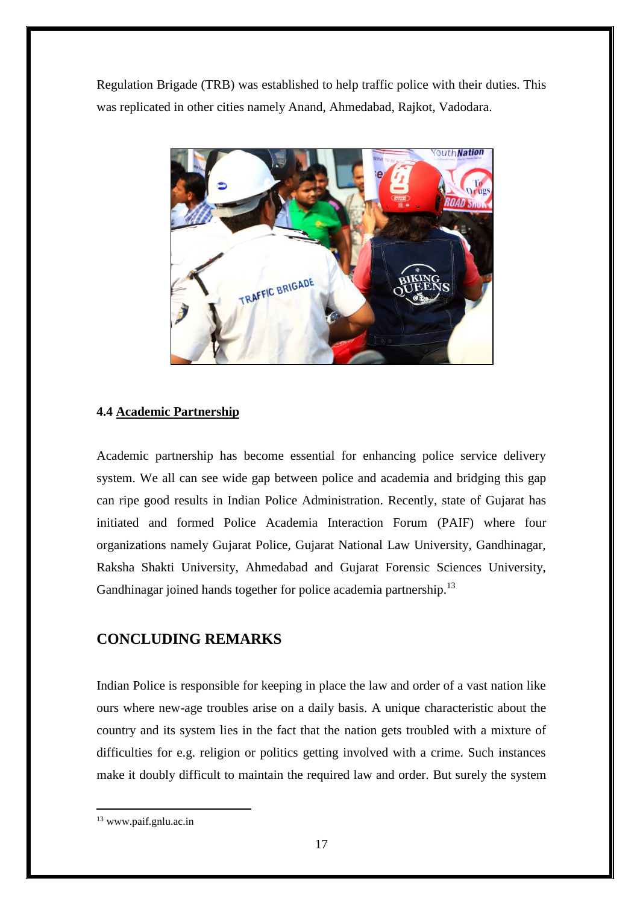Regulation Brigade (TRB) was established to help traffic police with their duties. This was replicated in other cities namely Anand, Ahmedabad, Rajkot, Vadodara.

#### 4.4 Academic Partnership

Academic partnership has become essential for enhancing police service delivery system. We all can see wide gap between police and academia and bridging this gap can ripe good results in Indian Police Administration. Recently, state of Gujarat has initiated and formed Police Academia Interaction Forum (PAIF) where four organizations namely Gujarat Police, Gujarat National Law University, Gandhinagar, Raksha Shakti University, Ahmedabad and Gujarat Forensic Sciences University, Gandhinagar joined hands together for police academia partnership.[13]

## CONCLUDING REMARKS

Indian Police is responsible for keeping in place the law and order of a vast nation like ours where new-age troubles arise on a daily basis. A unique characteristic about the country and its system lies in the fact that the nation gets troubled with a mixture of difficulties for e.g. religion or politics getting involved with a crime. Such instances make it doubly difficult to maintain the required law and order. But surely the system

[13] www.paif.gnlu.ac.in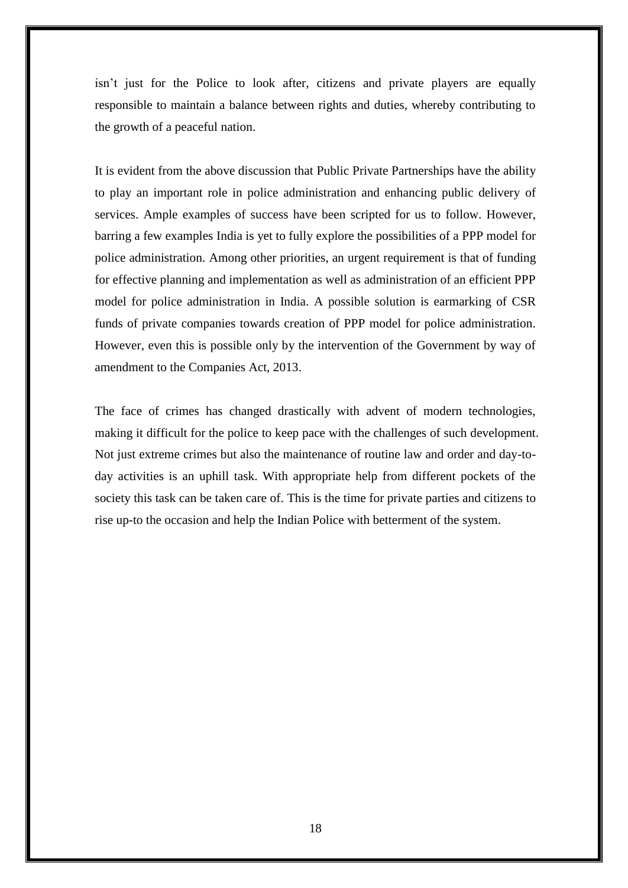isn't just for the Police to look after, citizens and private players are equally responsible to maintain a balance between rights and duties, whereby contributing to the growth of a peaceful nation.

It is evident from the above discussion that Public Private Partnerships have the ability to play an important role in police administration and enhancing public delivery of services. Ample examples of success have been scripted for us to follow. However, barring a few examples India is yet to fully explore the possibilities of a PPP model for police administration. Among other priorities, an urgent requirement is that of funding for effective planning and implementation as well as administration of an efficient PPP model for police administration in India. A possible solution is earmarking of CSR funds of private companies towards creation of PPP model for police administration. However, even this is possible only by the intervention of the Government by way of amendment to the Companies Act, 2013.

The face of crimes has changed drastically with advent of modern technologies, making it difficult for the police to keep pace with the challenges of such development. Not just extreme crimes but also the maintenance of routine law and order and day-to-day activities is an uphill task. With appropriate help from different pockets of the society this task can be taken care of. This is the time for private parties and citizens to rise up-to the occasion and help the Indian Police with betterment of the system.